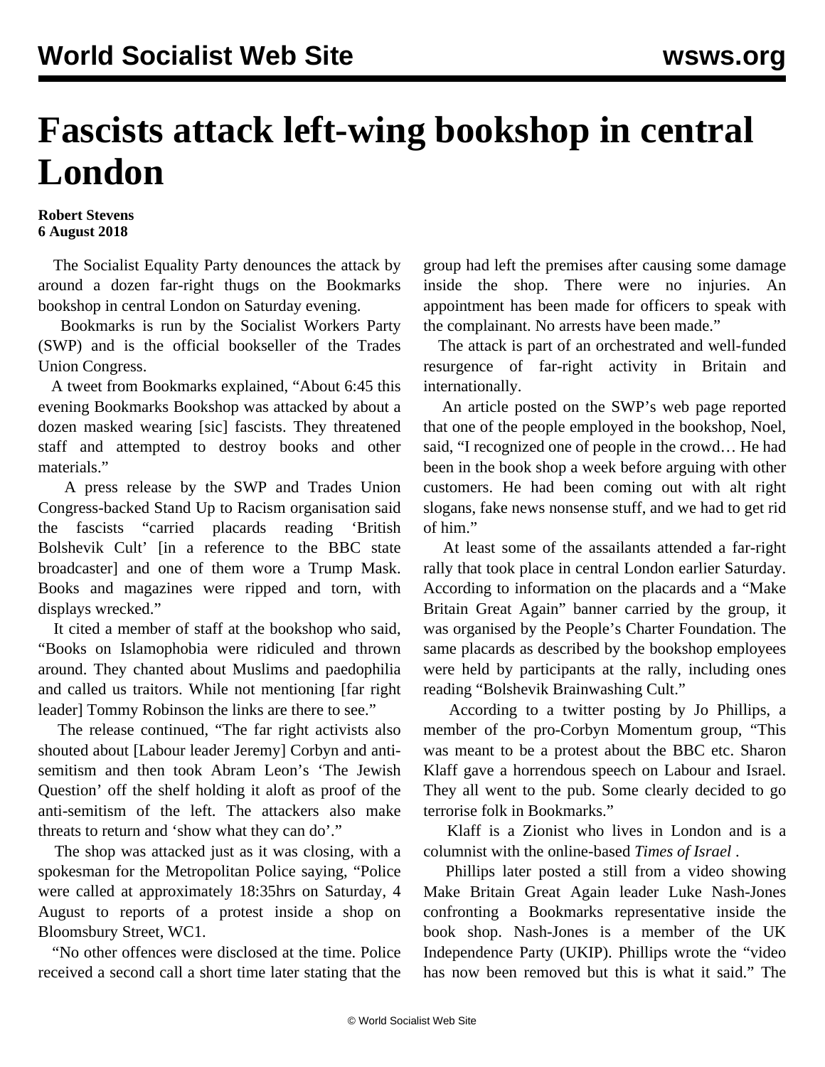# Fascists attack left-wing bookshop in central London

**Robert Stevens**
**6 August 2018**

The Socialist Equality Party denounces the attack by around a dozen far-right thugs on the Bookmarks bookshop in central London on Saturday evening.

Bookmarks is run by the Socialist Workers Party (SWP) and is the official bookseller of the Trades Union Congress.

A tweet from Bookmarks explained, "About 6:45 this evening Bookmarks Bookshop was attacked by about a dozen masked wearing [sic] fascists. They threatened staff and attempted to destroy books and other materials."

A press release by the SWP and Trades Union Congress-backed Stand Up to Racism organisation said the fascists "carried placards reading 'British Bolshevik Cult' [in a reference to the BBC state broadcaster] and one of them wore a Trump Mask. Books and magazines were ripped and torn, with displays wrecked."

It cited a member of staff at the bookshop who said, "Books on Islamophobia were ridiculed and thrown around. They chanted about Muslims and paedophilia and called us traitors. While not mentioning [far right leader] Tommy Robinson the links are there to see."

The release continued, "The far right activists also shouted about [Labour leader Jeremy] Corbyn and anti-semitism and then took Abram Leon's 'The Jewish Question' off the shelf holding it aloft as proof of the anti-semitism of the left. The attackers also make threats to return and 'show what they can do'."

The shop was attacked just as it was closing, with a spokesman for the Metropolitan Police saying, "Police were called at approximately 18:35hrs on Saturday, 4 August to reports of a protest inside a shop on Bloomsbury Street, WC1.

"No other offences were disclosed at the time. Police received a second call a short time later stating that the group had left the premises after causing some damage inside the shop. There were no injuries. An appointment has been made for officers to speak with the complainant. No arrests have been made."

The attack is part of an orchestrated and well-funded resurgence of far-right activity in Britain and internationally.

An article posted on the SWP's web page reported that one of the people employed in the bookshop, Noel, said, "I recognized one of people in the crowd… He had been in the book shop a week before arguing with other customers. He had been coming out with alt right slogans, fake news nonsense stuff, and we had to get rid of him."

At least some of the assailants attended a far-right rally that took place in central London earlier Saturday. According to information on the placards and a "Make Britain Great Again" banner carried by the group, it was organised by the People's Charter Foundation. The same placards as described by the bookshop employees were held by participants at the rally, including ones reading "Bolshevik Brainwashing Cult."

According to a twitter posting by Jo Phillips, a member of the pro-Corbyn Momentum group, "This was meant to be a protest about the BBC etc. Sharon Klaff gave a horrendous speech on Labour and Israel. They all went to the pub. Some clearly decided to go terrorise folk in Bookmarks."

Klaff is a Zionist who lives in London and is a columnist with the online-based *Times of Israel* .

Phillips later posted a still from a video showing Make Britain Great Again leader Luke Nash-Jones confronting a Bookmarks representative inside the book shop. Nash-Jones is a member of the UK Independence Party (UKIP). Phillips wrote the "video has now been removed but this is what it said." The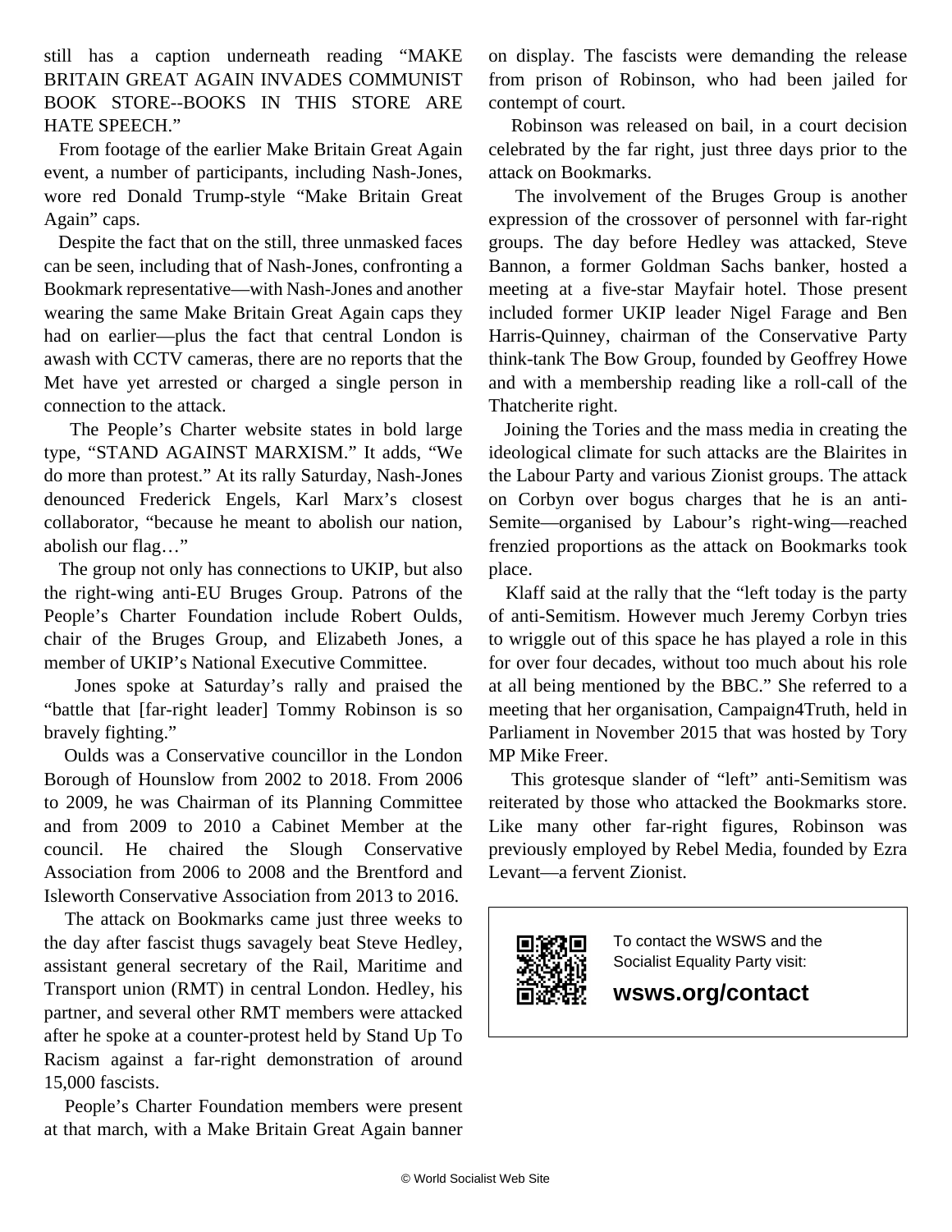still has a caption underneath reading "MAKE BRITAIN GREAT AGAIN INVADES COMMUNIST BOOK STORE--BOOKS IN THIS STORE ARE HATE SPEECH."

From footage of the earlier Make Britain Great Again event, a number of participants, including Nash-Jones, wore red Donald Trump-style "Make Britain Great Again" caps.

Despite the fact that on the still, three unmasked faces can be seen, including that of Nash-Jones, confronting a Bookmark representative—with Nash-Jones and another wearing the same Make Britain Great Again caps they had on earlier—plus the fact that central London is awash with CCTV cameras, there are no reports that the Met have yet arrested or charged a single person in connection to the attack.

The People's Charter website states in bold large type, "STAND AGAINST MARXISM." It adds, "We do more than protest." At its rally Saturday, Nash-Jones denounced Frederick Engels, Karl Marx's closest collaborator, "because he meant to abolish our nation, abolish our flag…"

The group not only has connections to UKIP, but also the right-wing anti-EU Bruges Group. Patrons of the People's Charter Foundation include Robert Oulds, chair of the Bruges Group, and Elizabeth Jones, a member of UKIP's National Executive Committee.

Jones spoke at Saturday's rally and praised the "battle that [far-right leader] Tommy Robinson is so bravely fighting."

Oulds was a Conservative councillor in the London Borough of Hounslow from 2002 to 2018. From 2006 to 2009, he was Chairman of its Planning Committee and from 2009 to 2010 a Cabinet Member at the council. He chaired the Slough Conservative Association from 2006 to 2008 and the Brentford and Isleworth Conservative Association from 2013 to 2016.

The attack on Bookmarks came just three weeks to the day after fascist thugs savagely beat Steve Hedley, assistant general secretary of the Rail, Maritime and Transport union (RMT) in central London. Hedley, his partner, and several other RMT members were attacked after he spoke at a counter-protest held by Stand Up To Racism against a far-right demonstration of around 15,000 fascists.

People's Charter Foundation members were present at that march, with a Make Britain Great Again banner on display. The fascists were demanding the release from prison of Robinson, who had been jailed for contempt of court.

Robinson was released on bail, in a court decision celebrated by the far right, just three days prior to the attack on Bookmarks.

The involvement of the Bruges Group is another expression of the crossover of personnel with far-right groups. The day before Hedley was attacked, Steve Bannon, a former Goldman Sachs banker, hosted a meeting at a five-star Mayfair hotel. Those present included former UKIP leader Nigel Farage and Ben Harris-Quinney, chairman of the Conservative Party think-tank The Bow Group, founded by Geoffrey Howe and with a membership reading like a roll-call of the Thatcherite right.

Joining the Tories and the mass media in creating the ideological climate for such attacks are the Blairites in the Labour Party and various Zionist groups. The attack on Corbyn over bogus charges that he is an anti-Semite—organised by Labour's right-wing—reached frenzied proportions as the attack on Bookmarks took place.

Klaff said at the rally that the "left today is the party of anti-Semitism. However much Jeremy Corbyn tries to wriggle out of this space he has played a role in this for over four decades, without too much about his role at all being mentioned by the BBC." She referred to a meeting that her organisation, Campaign4Truth, held in Parliament in November 2015 that was hosted by Tory MP Mike Freer.

This grotesque slander of "left" anti-Semitism was reiterated by those who attacked the Bookmarks store. Like many other far-right figures, Robinson was previously employed by Rebel Media, founded by Ezra Levant—a fervent Zionist.

To contact the WSWS and the Socialist Equality Party visit:

**wsws.org/contact**